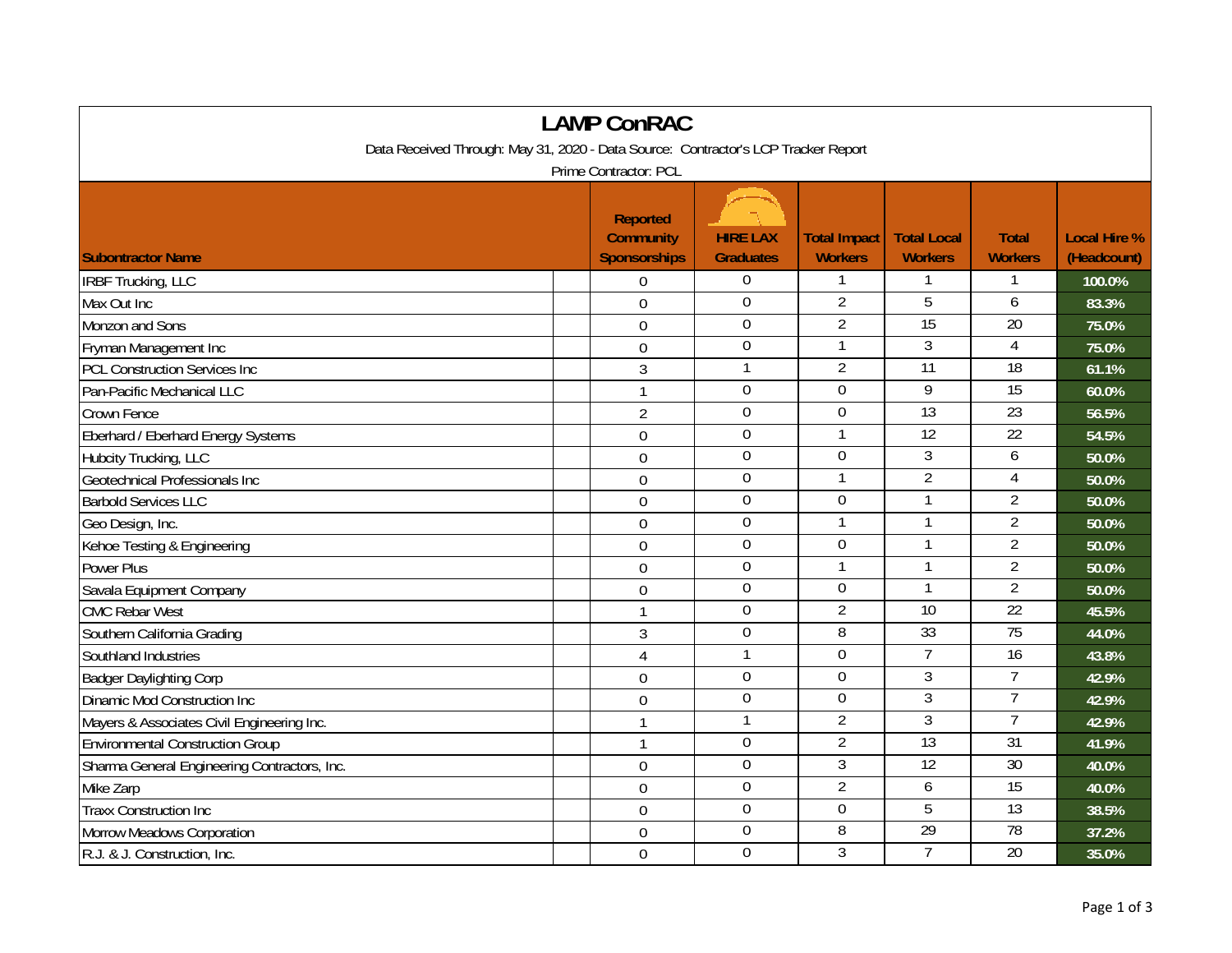# LAMP ConRAC

Data Received Through: May 31, 2020 - Data Source: Contractor's LCP Tracker Report

Prime Contractor: PCL

| Subontractor Name | Reported Community Sponsorships | HIRE LAX Graduates | Total Impact Workers | Total Local Workers | Total Workers | Local Hire % (Headcount) |
|---|---|---|---|---|---|---|
| IRBF Trucking, LLC | 0 | 0 | 1 | 1 | 1 | 100.0% |
| Max Out Inc | 0 | 0 | 2 | 5 | 6 | 83.3% |
| Monzon and Sons | 0 | 0 | 2 | 15 | 20 | 75.0% |
| Fryman Management Inc | 0 | 0 | 1 | 3 | 4 | 75.0% |
| PCL Construction Services Inc | 3 | 1 | 2 | 11 | 18 | 61.1% |
| Pan-Pacific Mechanical LLC | 1 | 0 | 0 | 9 | 15 | 60.0% |
| Crown Fence | 2 | 0 | 0 | 13 | 23 | 56.5% |
| Eberhard / Eberhard Energy Systems | 0 | 0 | 1 | 12 | 22 | 54.5% |
| Hubcity Trucking, LLC | 0 | 0 | 0 | 3 | 6 | 50.0% |
| Geotechnical Professionals Inc | 0 | 0 | 1 | 2 | 4 | 50.0% |
| Barbold Services LLC | 0 | 0 | 0 | 1 | 2 | 50.0% |
| Geo Design, Inc. | 0 | 0 | 1 | 1 | 2 | 50.0% |
| Kehoe Testing & Engineering | 0 | 0 | 0 | 1 | 2 | 50.0% |
| Power Plus | 0 | 0 | 1 | 1 | 2 | 50.0% |
| Savala Equipment Company | 0 | 0 | 0 | 1 | 2 | 50.0% |
| CMC Rebar West | 1 | 0 | 2 | 10 | 22 | 45.5% |
| Southern California Grading | 3 | 0 | 8 | 33 | 75 | 44.0% |
| Southland Industries | 4 | 1 | 0 | 7 | 16 | 43.8% |
| Badger Daylighting Corp | 0 | 0 | 0 | 3 | 7 | 42.9% |
| Dinamic Mod Construction Inc | 0 | 0 | 0 | 3 | 7 | 42.9% |
| Mayers & Associates Civil Engineering Inc. | 1 | 1 | 2 | 3 | 7 | 42.9% |
| Environmental Construction Group | 1 | 0 | 2 | 13 | 31 | 41.9% |
| Sharma General Engineering Contractors, Inc. | 0 | 0 | 3 | 12 | 30 | 40.0% |
| Mike Zarp | 0 | 0 | 2 | 6 | 15 | 40.0% |
| Traxx Construction Inc | 0 | 0 | 0 | 5 | 13 | 38.5% |
| Morrow Meadows Corporation | 0 | 0 | 8 | 29 | 78 | 37.2% |
| R.J. & J. Construction, Inc. | 0 | 0 | 3 | 7 | 20 | 35.0% |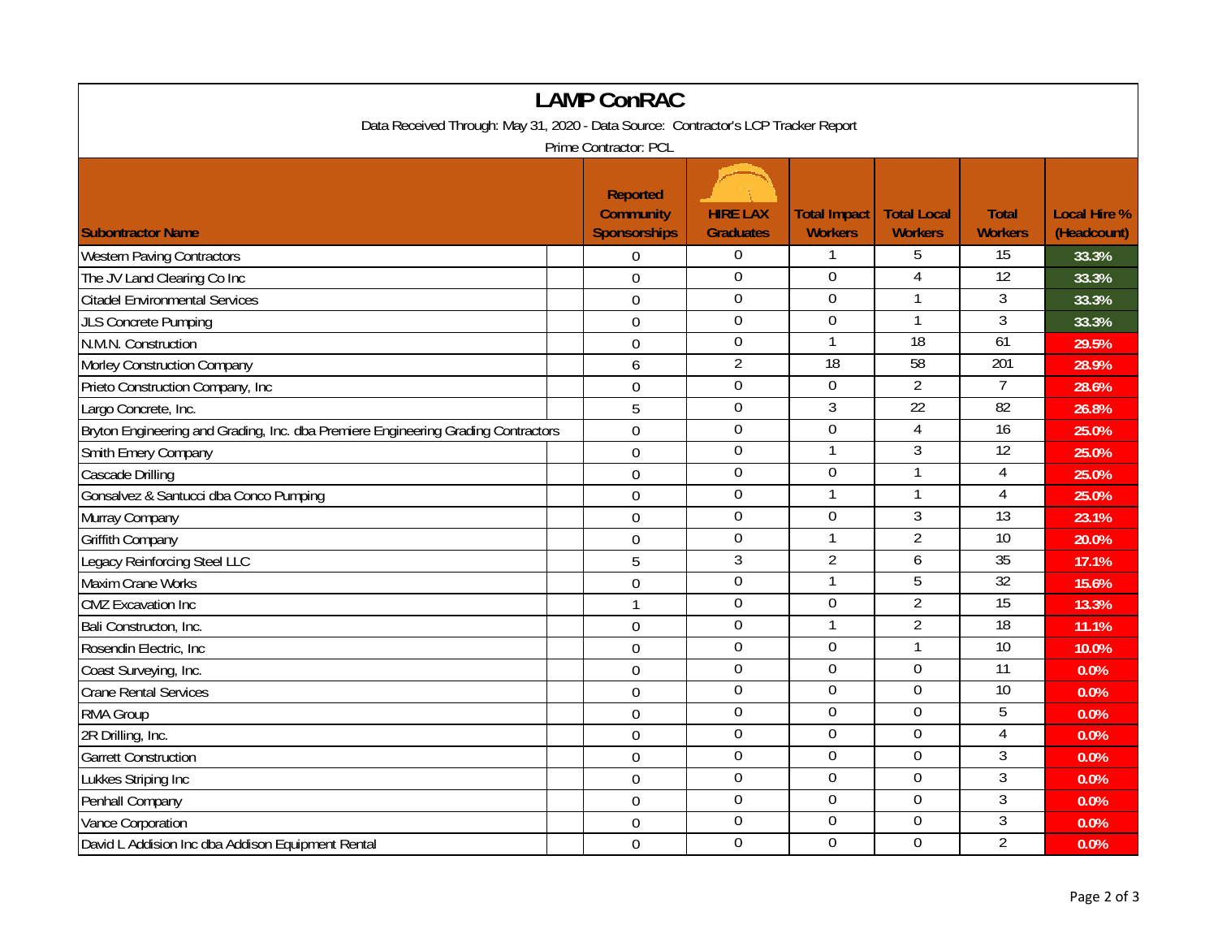# LAMP ConRAC

Data Received Through: May 31, 2020 - Data Source: Contractor's LCP Tracker Report

Prime Contractor: PCL

| Subontractor Name | Reported Community Sponsorships | HIRE LAX Graduates | Total Impact Workers | Total Local Workers | Total Workers | Local Hire % (Headcount) |
|---|---|---|---|---|---|---|
| Western Paving Contractors | 0 | 0 | 1 | 5 | 15 | 33.3% |
| The JV Land Clearing Co Inc | 0 | 0 | 0 | 4 | 12 | 33.3% |
| Citadel Environmental Services | 0 | 0 | 0 | 1 | 3 | 33.3% |
| JLS Concrete Pumping | 0 | 0 | 0 | 1 | 3 | 33.3% |
| N.M.N. Construction | 0 | 0 | 1 | 18 | 61 | 29.5% |
| Morley Construction Company | 6 | 2 | 18 | 58 | 201 | 28.9% |
| Prieto Construction Company, Inc | 0 | 0 | 0 | 2 | 7 | 28.6% |
| Largo Concrete, Inc. | 5 | 0 | 3 | 22 | 82 | 26.8% |
| Bryton Engineering and Grading, Inc. dba Premiere Engineering Grading Contractors | 0 | 0 | 0 | 4 | 16 | 25.0% |
| Smith Emery Company | 0 | 0 | 1 | 3 | 12 | 25.0% |
| Cascade Drilling | 0 | 0 | 0 | 1 | 4 | 25.0% |
| Gonsalvez & Santucci dba Conco Pumping | 0 | 0 | 1 | 1 | 4 | 25.0% |
| Murray Company | 0 | 0 | 0 | 3 | 13 | 23.1% |
| Griffith Company | 0 | 0 | 1 | 2 | 10 | 20.0% |
| Legacy Reinforcing Steel LLC | 5 | 3 | 2 | 6 | 35 | 17.1% |
| Maxim Crane Works | 0 | 0 | 1 | 5 | 32 | 15.6% |
| CMZ Excavation Inc | 1 | 0 | 0 | 2 | 15 | 13.3% |
| Bali Constructon, Inc. | 0 | 0 | 1 | 2 | 18 | 11.1% |
| Rosendin Electric, Inc | 0 | 0 | 0 | 1 | 10 | 10.0% |
| Coast Surveying, Inc. | 0 | 0 | 0 | 0 | 11 | 0.0% |
| Crane Rental Services | 0 | 0 | 0 | 0 | 10 | 0.0% |
| RMA Group | 0 | 0 | 0 | 0 | 5 | 0.0% |
| 2R Drilling, Inc. | 0 | 0 | 0 | 0 | 4 | 0.0% |
| Garrett Construction | 0 | 0 | 0 | 0 | 3 | 0.0% |
| Lukkes Striping Inc | 0 | 0 | 0 | 0 | 3 | 0.0% |
| Penhall Company | 0 | 0 | 0 | 0 | 3 | 0.0% |
| Vance Corporation | 0 | 0 | 0 | 0 | 3 | 0.0% |
| David L Addision Inc dba Addison Equipment Rental | 0 | 0 | 0 | 0 | 2 | 0.0% |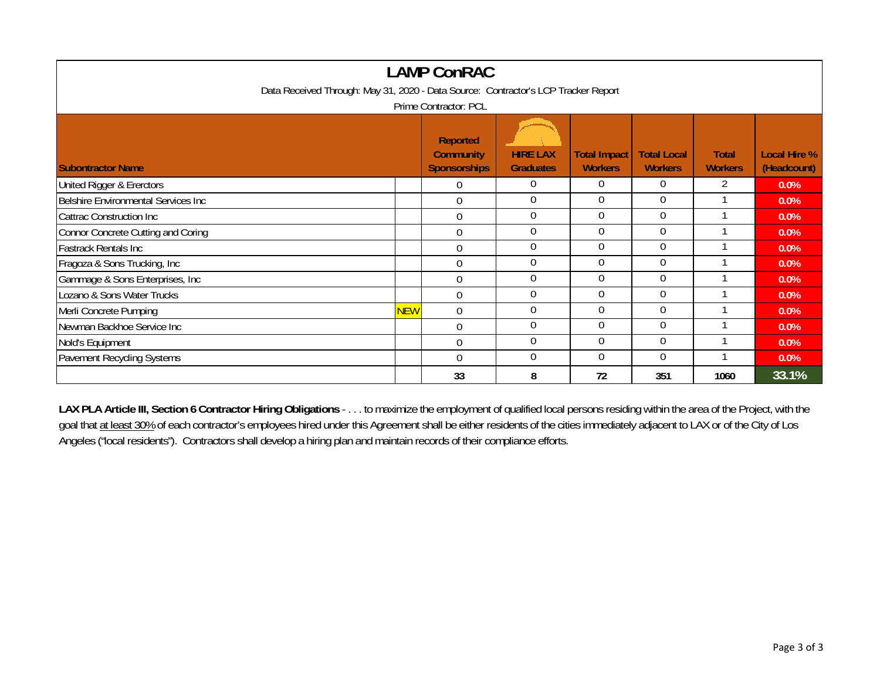# LAMP ConRAC

Data Received Through: May 31, 2020 - Data Source: Contractor's LCP Tracker Report

Prime Contractor: PCL

| Subontractor Name | | Reported Community Sponsorships | HIRE LAX Graduates | Total Impact Workers | Total Local Workers | Total Workers | Local Hire % (Headcount) |
|---|---|---|---|---|---|---|---|
| United Rigger & Ererctors | | 0 | 0 | 0 | 0 | 2 | 0.0% |
| Belshire Environmental Services Inc | | 0 | 0 | 0 | 0 | 1 | 0.0% |
| Cattrac Construction Inc | | 0 | 0 | 0 | 0 | 1 | 0.0% |
| Connor Concrete Cutting and Coring | | 0 | 0 | 0 | 0 | 1 | 0.0% |
| Fastrack Rentals Inc | | 0 | 0 | 0 | 0 | 1 | 0.0% |
| Fragoza & Sons Trucking, Inc | | 0 | 0 | 0 | 0 | 1 | 0.0% |
| Gammage & Sons Enterprises, Inc | | 0 | 0 | 0 | 0 | 1 | 0.0% |
| Lozano & Sons Water Trucks | | 0 | 0 | 0 | 0 | 1 | 0.0% |
| Merli Concrete Pumping | NEW | 0 | 0 | 0 | 0 | 1 | 0.0% |
| Newman Backhoe Service Inc | | 0 | 0 | 0 | 0 | 1 | 0.0% |
| Nold's Equipment | | 0 | 0 | 0 | 0 | 1 | 0.0% |
| Pavement Recycling Systems | | 0 | 0 | 0 | 0 | 1 | 0.0% |
| | | **33** | **8** | **72** | **351** | **1060** | **33.1%** |

**LAX PLA Article III, Section 6 Contractor Hiring Obligations** - . . . to maximize the employment of qualified local persons residing within the area of the Project, with the goal that at least 30% of each contractor's employees hired under this Agreement shall be either residents of the cities immediately adjacent to LAX or of the City of Los Angeles ("local residents"). Contractors shall develop a hiring plan and maintain records of their compliance efforts.